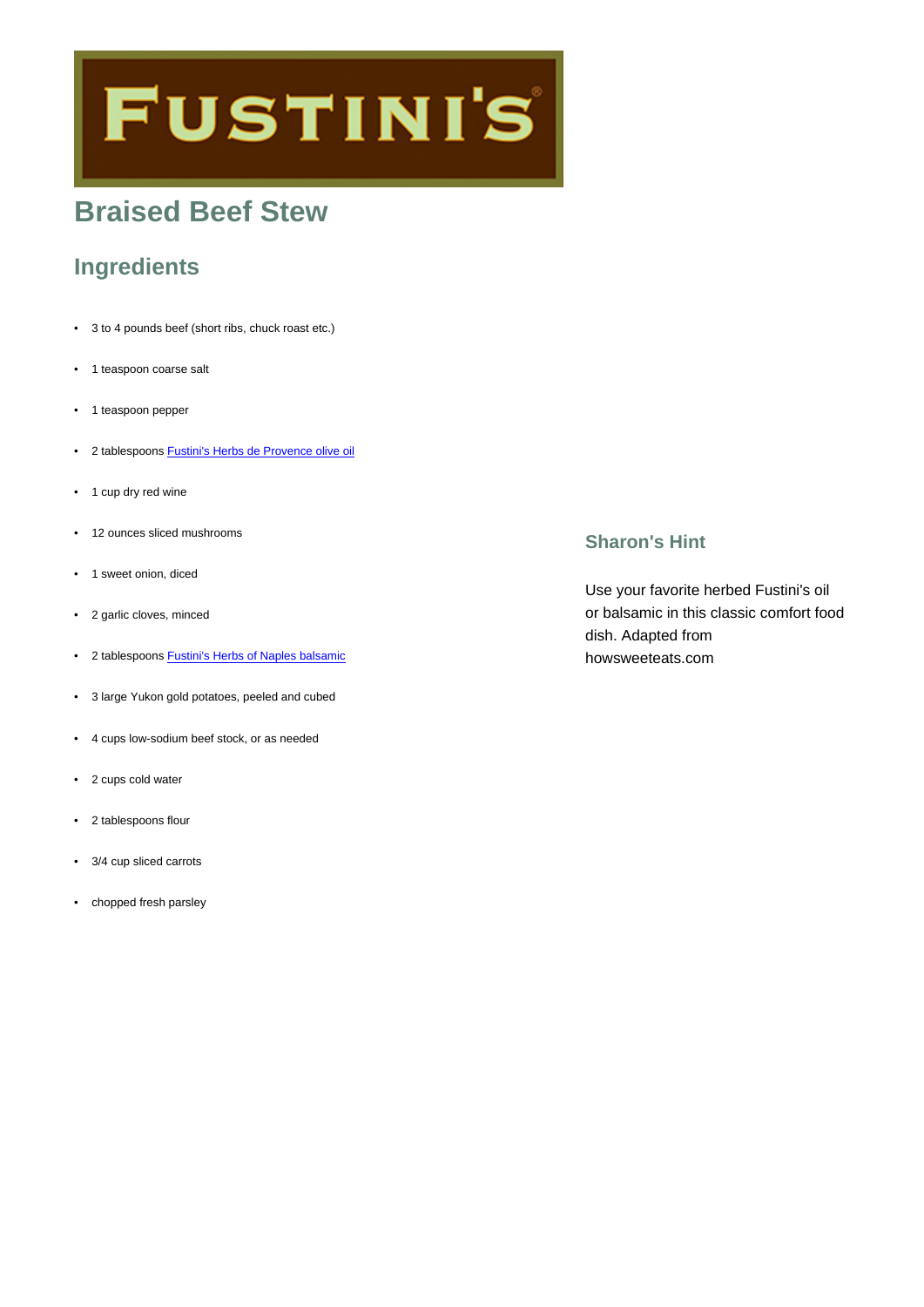FUSTINI'S

# Braised Beef Stew

## Ingredients

- 3 to 4 pounds beef (short ribs, chuck roast etc.)
- 1 teaspoon coarse salt
- 1 teaspoon pepper
- 2 tablespoons Fustini's Herbs de Provence olive oil
- 1 cup dry red wine
- 12 ounces sliced mushrooms
- 1 sweet onion, diced
- 2 garlic cloves, minced
- 2 tablespoons Fustini's Herbs of Naples balsamic
- 3 large Yukon gold potatoes, peeled and cubed
- 4 cups low-sodium beef stock, or as needed
- 2 cups cold water
- 2 tablespoons flour
- 3/4 cup sliced carrots
- chopped fresh parsley

### Sharon's Hint

Use your favorite herbed Fustini's oil or balsamic in this classic comfort food dish. Adapted from howsweeteats.com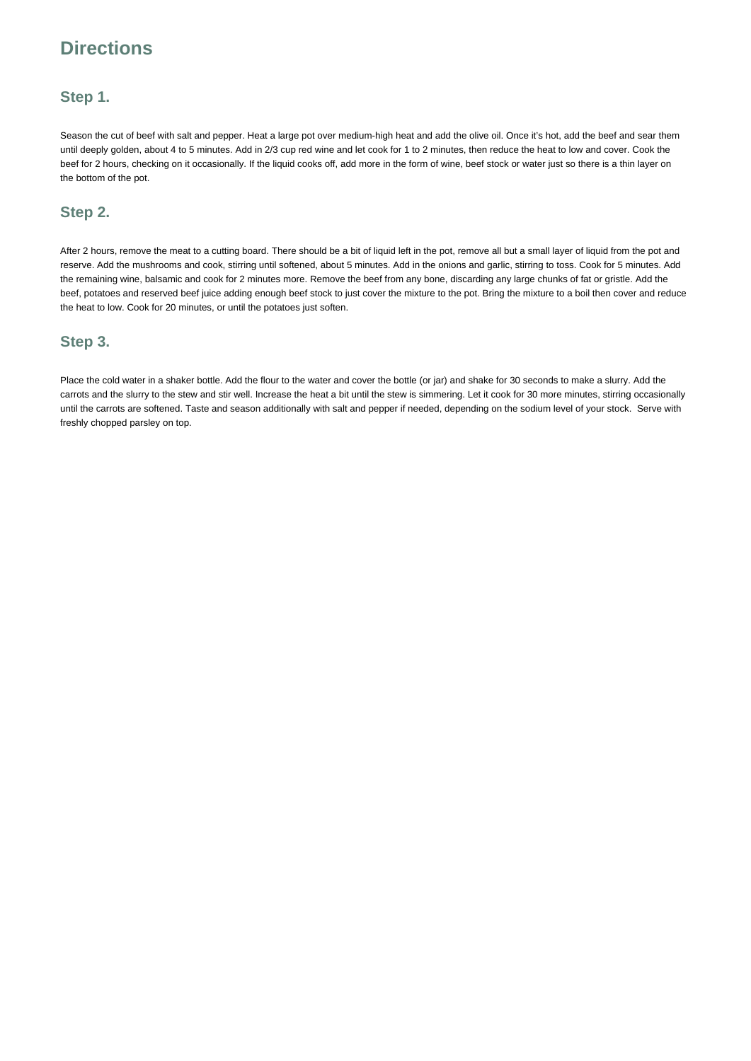# Directions

## Step 1.

Season the cut of beef with salt and pepper. Heat a large pot over medium-high heat and add the olive oil. Once it's hot, add the beef and sear them until deeply golden, about 4 to 5 minutes. Add in 2/3 cup red wine and let cook for 1 to 2 minutes, then reduce the heat to low and cover. Cook the beef for 2 hours, checking on it occasionally. If the liquid cooks off, add more in the form of wine, beef stock or water just so there is a thin layer on the bottom of the pot.

## Step 2.

After 2 hours, remove the meat to a cutting board. There should be a bit of liquid left in the pot, remove all but a small layer of liquid from the pot and reserve. Add the mushrooms and cook, stirring until softened, about 5 minutes. Add in the onions and garlic, stirring to toss. Cook for 5 minutes. Add the remaining wine, balsamic and cook for 2 minutes more. Remove the beef from any bone, discarding any large chunks of fat or gristle. Add the beef, potatoes and reserved beef juice adding enough beef stock to just cover the mixture to the pot. Bring the mixture to a boil then cover and reduce the heat to low. Cook for 20 minutes, or until the potatoes just soften.

## Step 3.

Place the cold water in a shaker bottle. Add the flour to the water and cover the bottle (or jar) and shake for 30 seconds to make a slurry. Add the carrots and the slurry to the stew and stir well. Increase the heat a bit until the stew is simmering. Let it cook for 30 more minutes, stirring occasionally until the carrots are softened. Taste and season additionally with salt and pepper if needed, depending on the sodium level of your stock. Serve with freshly chopped parsley on top.